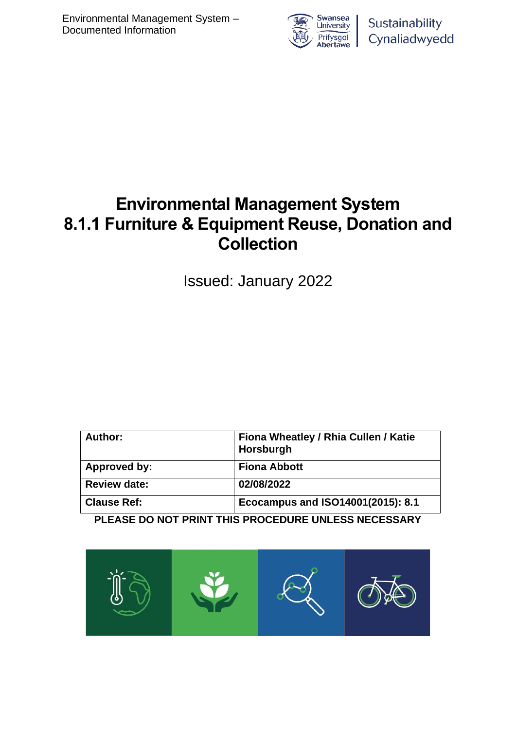# Environmental Management System
# 8.1.1 Furniture & Equipment Reuse, Donation and Collection

Issued: January 2022

| **Author:** | **Fiona Wheatley / Rhia Cullen / Katie Horsburgh** |
|---|---|
| **Approved by:** | **Fiona Abbott** |
| **Review date:** | **02/08/2022** |
| **Clause Ref:** | **Ecocampus and ISO14001(2015): 8.1** |

**PLEASE DO NOT PRINT THIS PROCEDURE UNLESS NECESSARY**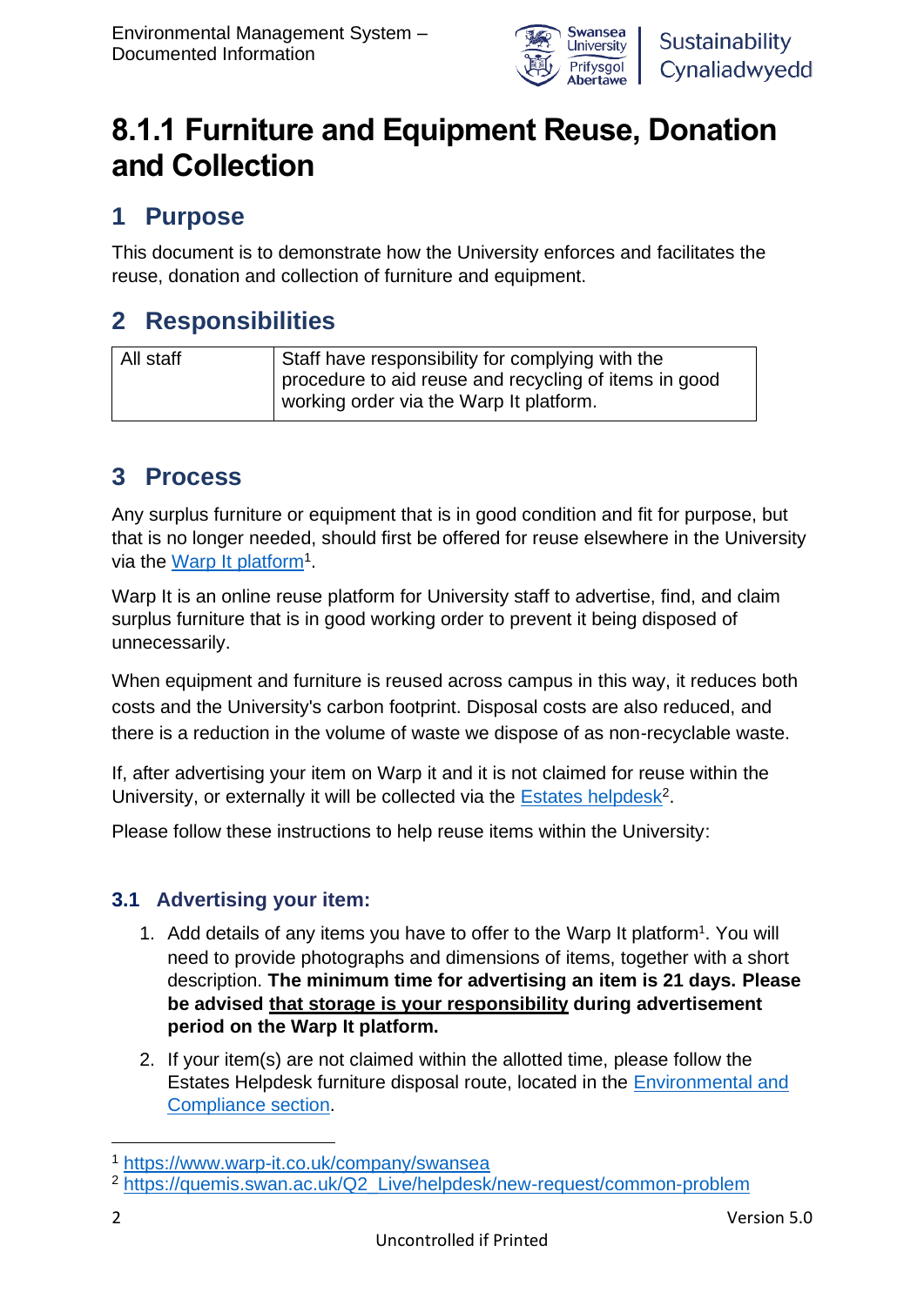# 8.1.1 Furniture and Equipment Reuse, Donation and Collection

## 1 Purpose

This document is to demonstrate how the University enforces and facilitates the reuse, donation and collection of furniture and equipment.

## 2 Responsibilities

| All staff | Staff have responsibility for complying with the procedure to aid reuse and recycling of items in good working order via the Warp It platform. |
|---|---|

## 3 Process

Any surplus furniture or equipment that is in good condition and fit for purpose, but that is no longer needed, should first be offered for reuse elsewhere in the University via the Warp It platform[1].

Warp It is an online reuse platform for University staff to advertise, find, and claim surplus furniture that is in good working order to prevent it being disposed of unnecessarily.

When equipment and furniture is reused across campus in this way, it reduces both costs and the University's carbon footprint. Disposal costs are also reduced, and there is a reduction in the volume of waste we dispose of as non-recyclable waste.

If, after advertising your item on Warp it and it is not claimed for reuse within the University, or externally it will be collected via the Estates helpdesk[2].

Please follow these instructions to help reuse items within the University:

### 3.1 Advertising your item:

1. Add details of any items you have to offer to the Warp It platform[1]. You will need to provide photographs and dimensions of items, together with a short description. **The minimum time for advertising an item is 21 days. Please be advised <u>that storage is your responsibility</u> during advertisement period on the Warp It platform.**
2. If your item(s) are not claimed within the allotted time, please follow the Estates Helpdesk furniture disposal route, located in the Environmental and Compliance section.

---

[1] https://www.warp-it.co.uk/company/swansea

[2] https://quemis.swan.ac.uk/Q2_Live/helpdesk/new-request/common-problem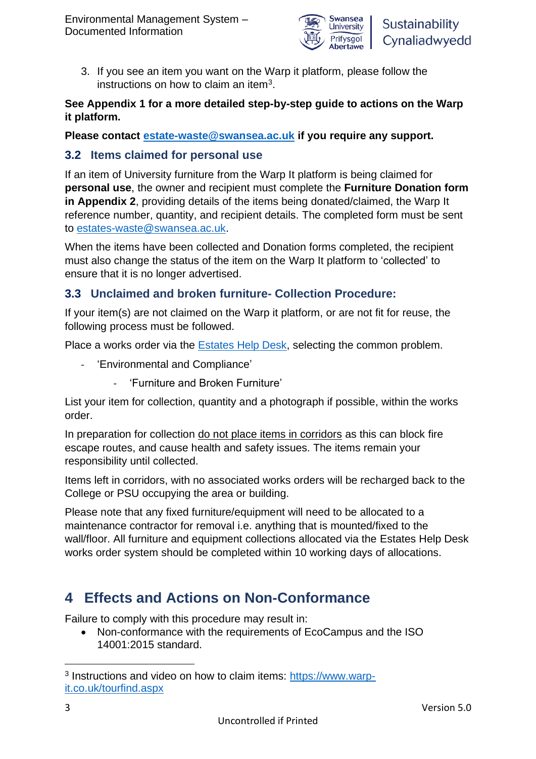3. If you see an item you want on the Warp it platform, please follow the instructions on how to claim an item[3].

**See Appendix 1 for a more detailed step-by-step guide to actions on the Warp it platform.**

**Please contact estate-waste@swansea.ac.uk if you require any support.**

## 3.2 Items claimed for personal use

If an item of University furniture from the Warp It platform is being claimed for **personal use**, the owner and recipient must complete the **Furniture Donation form in Appendix 2**, providing details of the items being donated/claimed, the Warp It reference number, quantity, and recipient details. The completed form must be sent to estates-waste@swansea.ac.uk.

When the items have been collected and Donation forms completed, the recipient must also change the status of the item on the Warp It platform to 'collected' to ensure that it is no longer advertised.

## 3.3 Unclaimed and broken furniture- Collection Procedure:

If your item(s) are not claimed on the Warp it platform, or are not fit for reuse, the following process must be followed.

Place a works order via the Estates Help Desk, selecting the common problem.

- 'Environmental and Compliance'
    - 'Furniture and Broken Furniture'

List your item for collection, quantity and a photograph if possible, within the works order.

In preparation for collection do not place items in corridors as this can block fire escape routes, and cause health and safety issues. The items remain your responsibility until collected.

Items left in corridors, with no associated works orders will be recharged back to the College or PSU occupying the area or building.

Please note that any fixed furniture/equipment will need to be allocated to a maintenance contractor for removal i.e. anything that is mounted/fixed to the wall/floor. All furniture and equipment collections allocated via the Estates Help Desk works order system should be completed within 10 working days of allocations.

# 4 Effects and Actions on Non-Conformance

Failure to comply with this procedure may result in:

- Non-conformance with the requirements of EcoCampus and the ISO 14001:2015 standard.

---

[3] Instructions and video on how to claim items: https://www.warp-it.co.uk/tourfind.aspx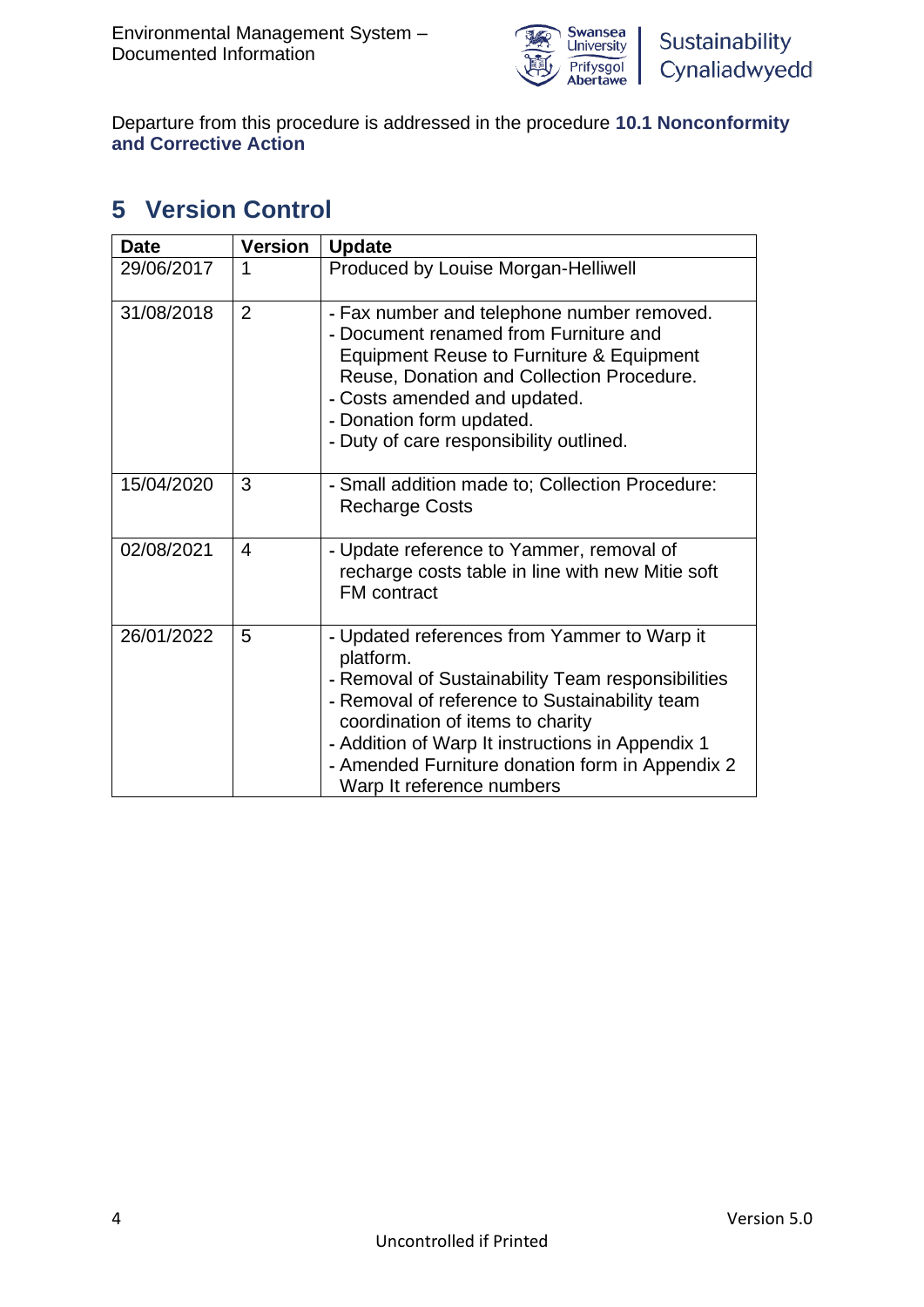Departure from this procedure is addressed in the procedure **10.1 Nonconformity and Corrective Action**

## 5 Version Control

| Date | Version | Update |
|---|---|---|
| 29/06/2017 | 1 | Produced by Louise Morgan-Helliwell |
| 31/08/2018 | 2 | - Fax number and telephone number removed.<br>- Document renamed from Furniture and Equipment Reuse to Furniture & Equipment Reuse, Donation and Collection Procedure.<br>- Costs amended and updated.<br>- Donation form updated.<br>- Duty of care responsibility outlined. |
| 15/04/2020 | 3 | - Small addition made to; Collection Procedure: Recharge Costs |
| 02/08/2021 | 4 | - Update reference to Yammer, removal of recharge costs table in line with new Mitie soft FM contract |
| 26/01/2022 | 5 | - Updated references from Yammer to Warp it platform.<br>- Removal of Sustainability Team responsibilities<br>- Removal of reference to Sustainability team coordination of items to charity<br>- Addition of Warp It instructions in Appendix 1<br>- Amended Furniture donation form in Appendix 2 Warp It reference numbers |

Uncontrolled if Printed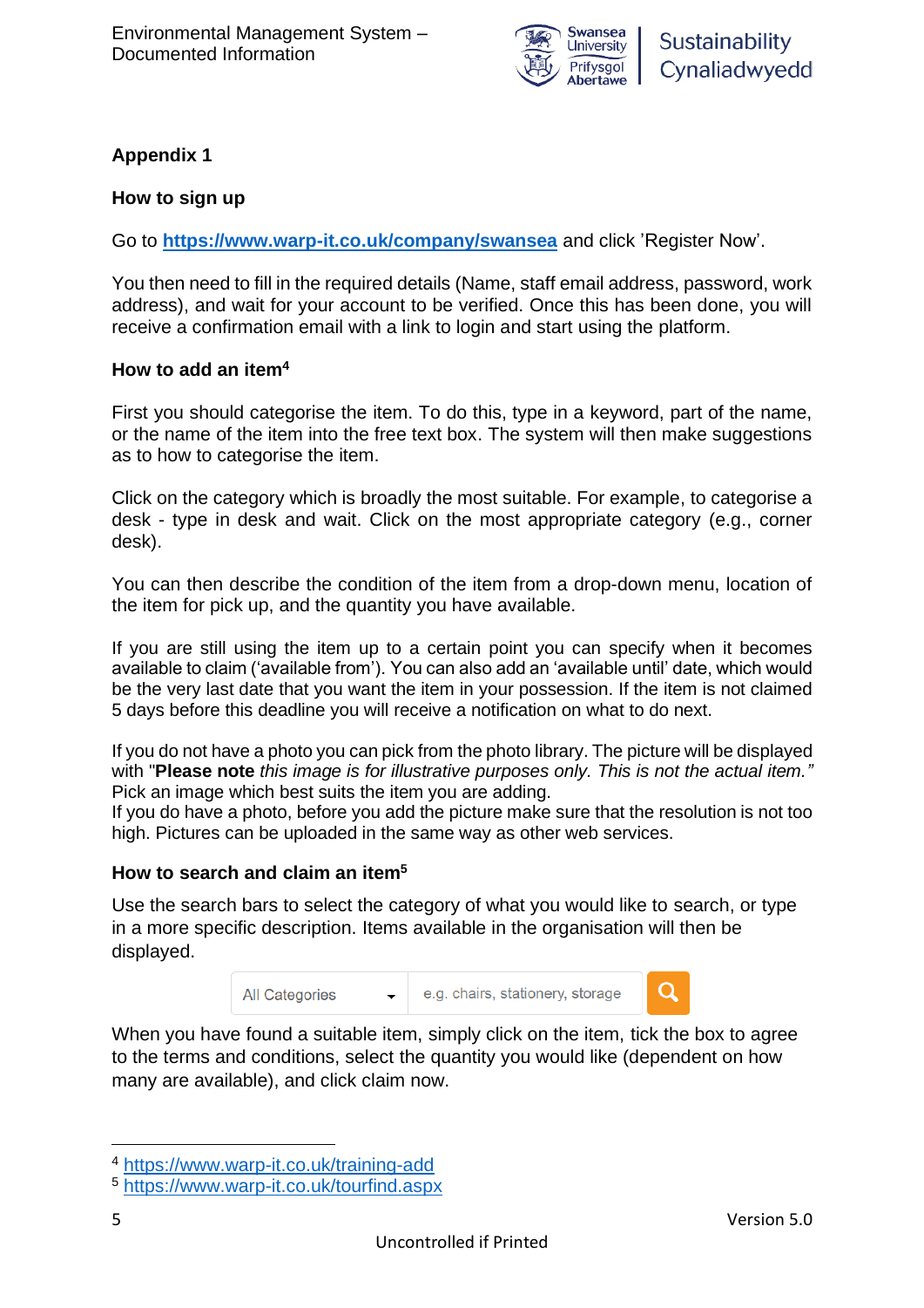## Appendix 1

### How to sign up

Go to **https://www.warp-it.co.uk/company/swansea** and click 'Register Now'.

You then need to fill in the required details (Name, staff email address, password, work address), and wait for your account to be verified. Once this has been done, you will receive a confirmation email with a link to login and start using the platform.

### How to add an item[4]

First you should categorise the item. To do this, type in a keyword, part of the name, or the name of the item into the free text box. The system will then make suggestions as to how to categorise the item.

Click on the category which is broadly the most suitable. For example, to categorise a desk - type in desk and wait. Click on the most appropriate category (e.g., corner desk).

You can then describe the condition of the item from a drop-down menu, location of the item for pick up, and the quantity you have available.

If you are still using the item up to a certain point you can specify when it becomes available to claim ('available from'). You can also add an 'available until' date, which would be the very last date that you want the item in your possession. If the item is not claimed 5 days before this deadline you will receive a notification on what to do next.

If you do not have a photo you can pick from the photo library. The picture will be displayed with "**Please note** *this image is for illustrative purposes only. This is not the actual item."* Pick an image which best suits the item you are adding.
If you do have a photo, before you add the picture make sure that the resolution is not too high. Pictures can be uploaded in the same way as other web services.

### How to search and claim an item[5]

Use the search bars to select the category of what you would like to search, or type in a more specific description. Items available in the organisation will then be displayed.

All Categories | e.g. chairs, stationery, storage

When you have found a suitable item, simply click on the item, tick the box to agree to the terms and conditions, select the quantity you would like (dependent on how many are available), and click claim now.

---

[4] https://www.warp-it.co.uk/training-add
[5] https://www.warp-it.co.uk/tourfind.aspx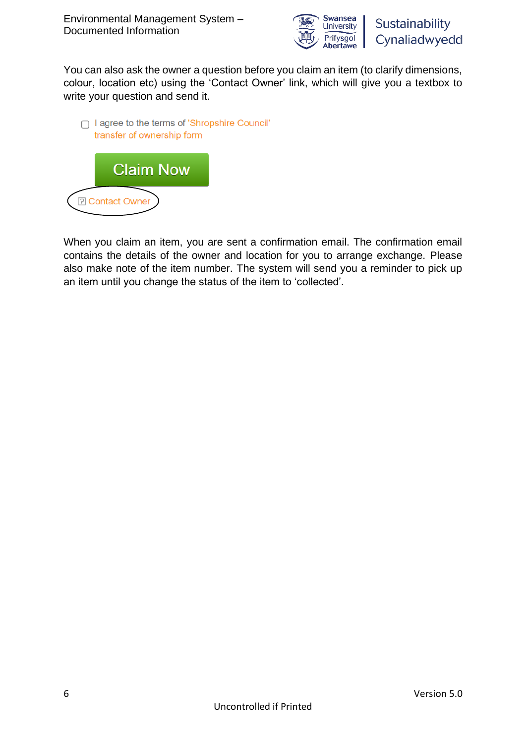You can also ask the owner a question before you claim an item (to clarify dimensions, colour, location etc) using the 'Contact Owner' link, which will give you a textbox to write your question and send it.

- [ ] I agree to the terms of 'Shropshire Council' transfer of ownership form

Claim Now

Contact Owner

When you claim an item, you are sent a confirmation email. The confirmation email contains the details of the owner and location for you to arrange exchange. Please also make note of the item number. The system will send you a reminder to pick up an item until you change the status of the item to 'collected'.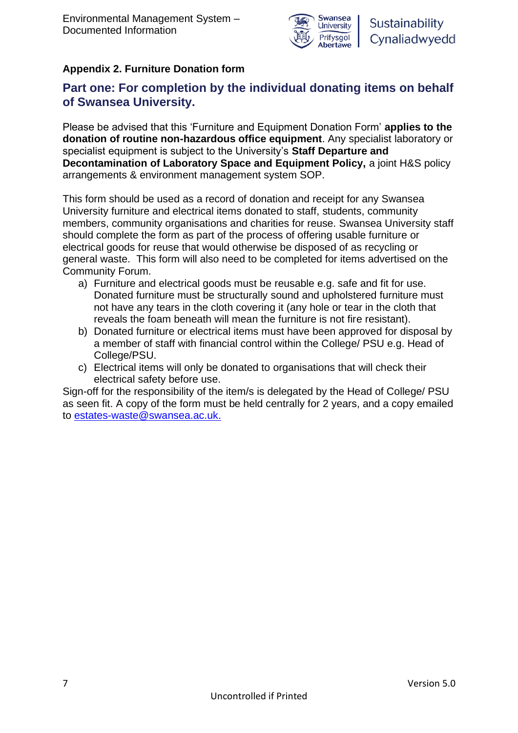**Appendix 2. Furniture Donation form**

## Part one: For completion by the individual donating items on behalf of Swansea University.

Please be advised that this 'Furniture and Equipment Donation Form' **applies to the donation of routine non-hazardous office equipment**. Any specialist laboratory or specialist equipment is subject to the University's **Staff Departure and Decontamination of Laboratory Space and Equipment Policy,** a joint H&S policy arrangements & environment management system SOP.

This form should be used as a record of donation and receipt for any Swansea University furniture and electrical items donated to staff, students, community members, community organisations and charities for reuse. Swansea University staff should complete the form as part of the process of offering usable furniture or electrical goods for reuse that would otherwise be disposed of as recycling or general waste. This form will also need to be completed for items advertised on the Community Forum.

a) Furniture and electrical goods must be reusable e.g. safe and fit for use. Donated furniture must be structurally sound and upholstered furniture must not have any tears in the cloth covering it (any hole or tear in the cloth that reveals the foam beneath will mean the furniture is not fire resistant).
b) Donated furniture or electrical items must have been approved for disposal by a member of staff with financial control within the College/ PSU e.g. Head of College/PSU.
c) Electrical items will only be donated to organisations that will check their electrical safety before use.

Sign-off for the responsibility of the item/s is delegated by the Head of College/ PSU as seen fit. A copy of the form must be held centrally for 2 years, and a copy emailed to estates-waste@swansea.ac.uk.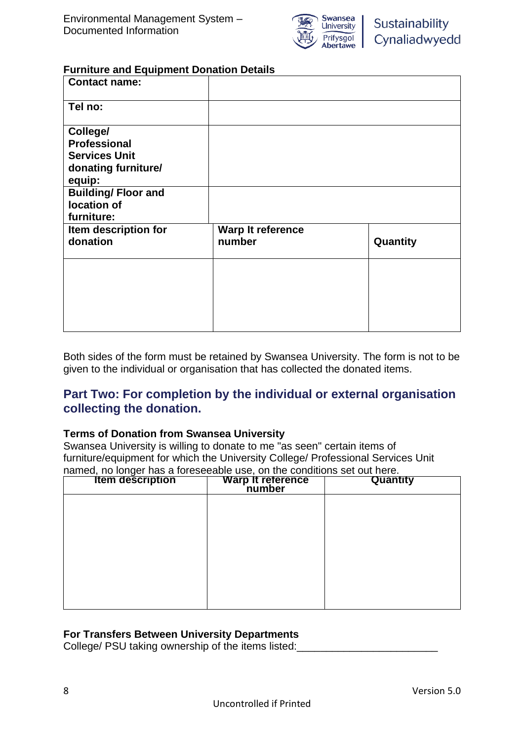**Furniture and Equipment Donation Details**

| **Contact name:** | | |
|---|---|---|
| **Tel no:** | | |
| **College/ Professional Services Unit donating furniture/ equip:** | | |
| **Building/ Floor and location of furniture:** | | |
| **Item description for donation** | **Warp It reference number** | **Quantity** |
| | | |

Both sides of the form must be retained by Swansea University. The form is not to be given to the individual or organisation that has collected the donated items.

## Part Two: For completion by the individual or external organisation collecting the donation.

**Terms of Donation from Swansea University**

Swansea University is willing to donate to me "as seen" certain items of furniture/equipment for which the University College/ Professional Services Unit named, no longer has a foreseeable use, on the conditions set out here.

| Item description | Warp It reference number | Quantity |
|---|---|---|
| | | |

**For Transfers Between University Departments**

College/ PSU taking ownership of the items listed:_______________________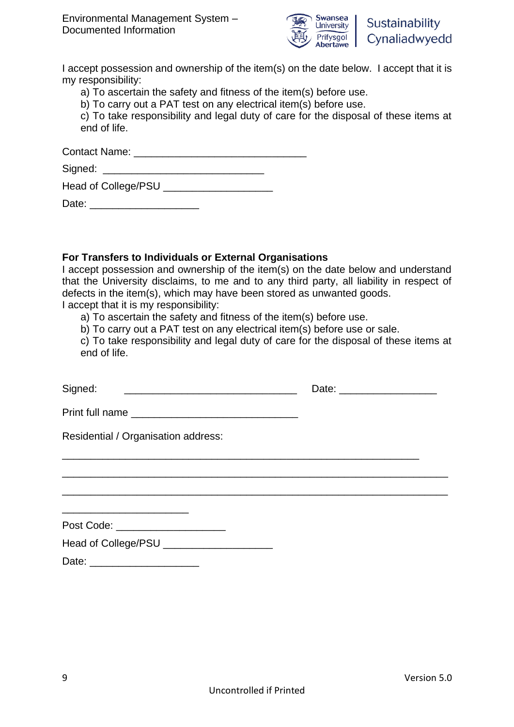I accept possession and ownership of the item(s) on the date below. I accept that it is my responsibility:

a) To ascertain the safety and fitness of the item(s) before use.

b) To carry out a PAT test on any electrical item(s) before use.

c) To take responsibility and legal duty of care for the disposal of these items at end of life.

Contact Name: ______________________________

Signed: ____________________________

Head of College/PSU ___________________

Date: ___________________

**For Transfers to Individuals or External Organisations**

I accept possession and ownership of the item(s) on the date below and understand that the University disclaims, to me and to any third party, all liability in respect of defects in the item(s), which may have been stored as unwanted goods.

I accept that it is my responsibility:

a) To ascertain the safety and fitness of the item(s) before use.

b) To carry out a PAT test on any electrical item(s) before use or sale.

c) To take responsibility and legal duty of care for the disposal of these items at end of life.

Signed: ______________________________ Date: _________________

Print full name _____________________________

Residential / Organisation address:

_______________________________________________________________

____________________________________________________________________

____________________________________________________________________

______________________

Post Code: ___________________

Head of College/PSU ___________________

Date: ___________________